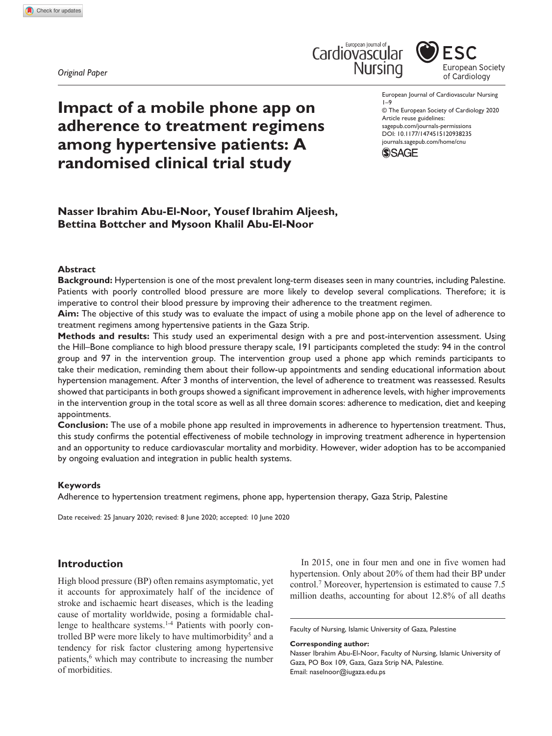*Original Paper*

# Impact of a mobile phone app on adherence to treatment regimens among hypertensive patients: A randomised clinical trial study

European Journal of Cardiovascular Nursing
1–9
© The European Society of Cardiology 2020
Article reuse guidelines:
sagepub.com/journals-permissions
DOI: 10.1177/1474515120938235
journals.sagepub.com/home/cnu

**Nasser Ibrahim Abu-El-Noor, Yousef Ibrahim Aljeesh, Bettina Bottcher and Mysoon Khalil Abu-El-Noor**

## Abstract

**Background:** Hypertension is one of the most prevalent long-term diseases seen in many countries, including Palestine. Patients with poorly controlled blood pressure are more likely to develop several complications. Therefore; it is imperative to control their blood pressure by improving their adherence to the treatment regimen.

**Aim:** The objective of this study was to evaluate the impact of using a mobile phone app on the level of adherence to treatment regimens among hypertensive patients in the Gaza Strip.

**Methods and results:** This study used an experimental design with a pre and post-intervention assessment. Using the Hill–Bone compliance to high blood pressure therapy scale, 191 participants completed the study: 94 in the control group and 97 in the intervention group. The intervention group used a phone app which reminds participants to take their medication, reminding them about their follow-up appointments and sending educational information about hypertension management. After 3 months of intervention, the level of adherence to treatment was reassessed. Results showed that participants in both groups showed a significant improvement in adherence levels, with higher improvements in the intervention group in the total score as well as all three domain scores: adherence to medication, diet and keeping appointments.

**Conclusion:** The use of a mobile phone app resulted in improvements in adherence to hypertension treatment. Thus, this study confirms the potential effectiveness of mobile technology in improving treatment adherence in hypertension and an opportunity to reduce cardiovascular mortality and morbidity. However, wider adoption has to be accompanied by ongoing evaluation and integration in public health systems.

### Keywords

Adherence to hypertension treatment regimens, phone app, hypertension therapy, Gaza Strip, Palestine

Date received: 25 January 2020; revised: 8 June 2020; accepted: 10 June 2020

## Introduction

High blood pressure (BP) often remains asymptomatic, yet it accounts for approximately half of the incidence of stroke and ischaemic heart diseases, which is the leading cause of mortality worldwide, posing a formidable challenge to healthcare systems.[1-4] Patients with poorly controlled BP were more likely to have multimorbidity[5] and a tendency for risk factor clustering among hypertensive patients,[6] which may contribute to increasing the number of morbidities.

In 2015, one in four men and one in five women had hypertension. Only about 20% of them had their BP under control.[7] Moreover, hypertension is estimated to cause 7.5 million deaths, accounting for about 12.8% of all deaths

Faculty of Nursing, Islamic University of Gaza, Palestine

**Corresponding author:**
Nasser Ibrahim Abu-El-Noor, Faculty of Nursing, Islamic University of Gaza, PO Box 109, Gaza, Gaza Strip NA, Palestine.
Email: naselnoor@iugaza.edu.ps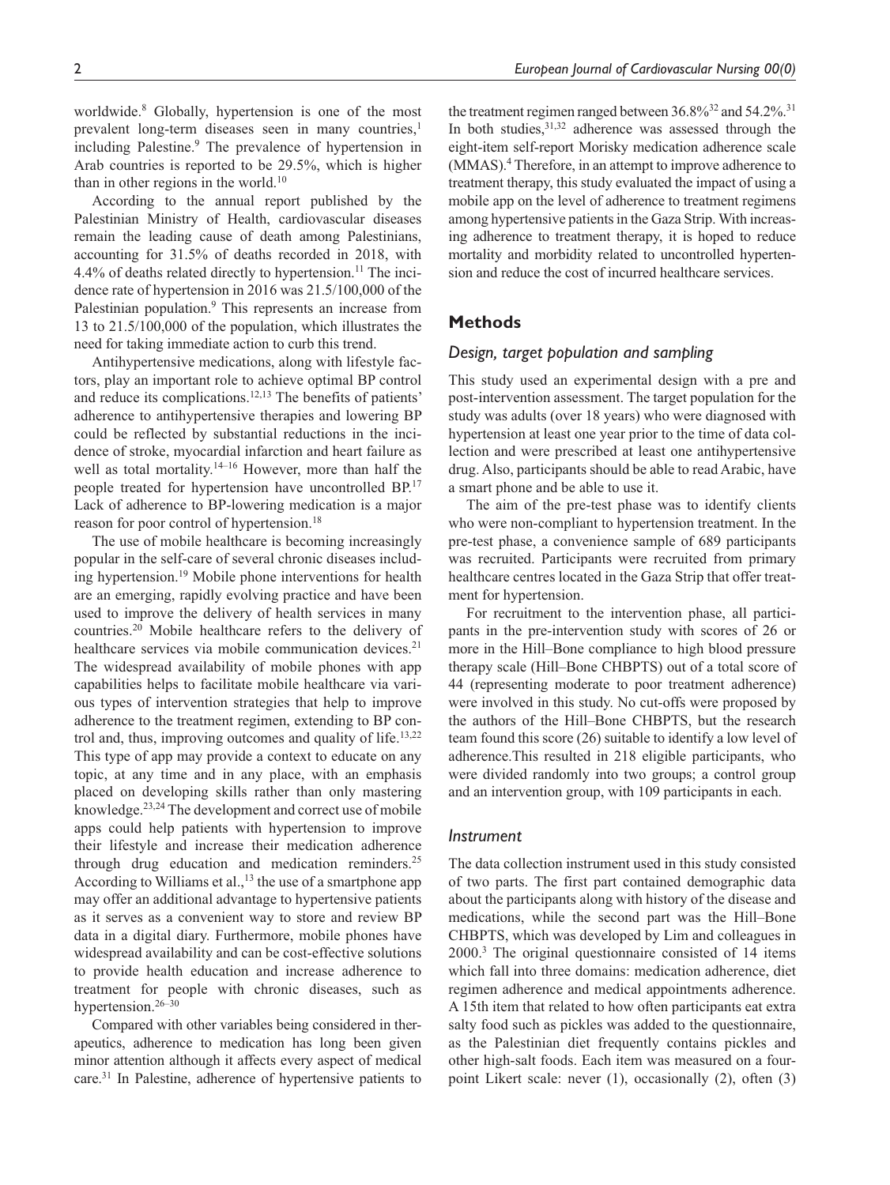worldwide.[8] Globally, hypertension is one of the most prevalent long-term diseases seen in many countries,[1] including Palestine.[9] The prevalence of hypertension in Arab countries is reported to be 29.5%, which is higher than in other regions in the world.[10]

According to the annual report published by the Palestinian Ministry of Health, cardiovascular diseases remain the leading cause of death among Palestinians, accounting for 31.5% of deaths recorded in 2018, with 4.4% of deaths related directly to hypertension.[11] The incidence rate of hypertension in 2016 was 21.5/100,000 of the Palestinian population.[9] This represents an increase from 13 to 21.5/100,000 of the population, which illustrates the need for taking immediate action to curb this trend.

Antihypertensive medications, along with lifestyle factors, play an important role to achieve optimal BP control and reduce its complications.[12,13] The benefits of patients' adherence to antihypertensive therapies and lowering BP could be reflected by substantial reductions in the incidence of stroke, myocardial infarction and heart failure as well as total mortality.[14–16] However, more than half the people treated for hypertension have uncontrolled BP.[17] Lack of adherence to BP-lowering medication is a major reason for poor control of hypertension.[18]

The use of mobile healthcare is becoming increasingly popular in the self-care of several chronic diseases including hypertension.[19] Mobile phone interventions for health are an emerging, rapidly evolving practice and have been used to improve the delivery of health services in many countries.[20] Mobile healthcare refers to the delivery of healthcare services via mobile communication devices.[21] The widespread availability of mobile phones with app capabilities helps to facilitate mobile healthcare via various types of intervention strategies that help to improve adherence to the treatment regimen, extending to BP control and, thus, improving outcomes and quality of life.[13,22] This type of app may provide a context to educate on any topic, at any time and in any place, with an emphasis placed on developing skills rather than only mastering knowledge.[23,24] The development and correct use of mobile apps could help patients with hypertension to improve their lifestyle and increase their medication adherence through drug education and medication reminders.[25] According to Williams et al.,[13] the use of a smartphone app may offer an additional advantage to hypertensive patients as it serves as a convenient way to store and review BP data in a digital diary. Furthermore, mobile phones have widespread availability and can be cost-effective solutions to provide health education and increase adherence to treatment for people with chronic diseases, such as hypertension.[26–30]

Compared with other variables being considered in therapeutics, adherence to medication has long been given minor attention although it affects every aspect of medical care.[31] In Palestine, adherence of hypertensive patients to the treatment regimen ranged between 36.8%[32] and 54.2%.[31] In both studies,[31,32] adherence was assessed through the eight-item self-report Morisky medication adherence scale (MMAS).[4] Therefore, in an attempt to improve adherence to treatment therapy, this study evaluated the impact of using a mobile app on the level of adherence to treatment regimens among hypertensive patients in the Gaza Strip. With increasing adherence to treatment therapy, it is hoped to reduce mortality and morbidity related to uncontrolled hypertension and reduce the cost of incurred healthcare services.

## Methods

### *Design, target population and sampling*

This study used an experimental design with a pre and post-intervention assessment. The target population for the study was adults (over 18 years) who were diagnosed with hypertension at least one year prior to the time of data collection and were prescribed at least one antihypertensive drug. Also, participants should be able to read Arabic, have a smart phone and be able to use it.

The aim of the pre-test phase was to identify clients who were non-compliant to hypertension treatment. In the pre-test phase, a convenience sample of 689 participants was recruited. Participants were recruited from primary healthcare centres located in the Gaza Strip that offer treatment for hypertension.

For recruitment to the intervention phase, all participants in the pre-intervention study with scores of 26 or more in the Hill–Bone compliance to high blood pressure therapy scale (Hill–Bone CHBPTS) out of a total score of 44 (representing moderate to poor treatment adherence) were involved in this study. No cut-offs were proposed by the authors of the Hill–Bone CHBPTS, but the research team found this score (26) suitable to identify a low level of adherence.This resulted in 218 eligible participants, who were divided randomly into two groups; a control group and an intervention group, with 109 participants in each.

### *Instrument*

The data collection instrument used in this study consisted of two parts. The first part contained demographic data about the participants along with history of the disease and medications, while the second part was the Hill–Bone CHBPTS, which was developed by Lim and colleagues in 2000.[3] The original questionnaire consisted of 14 items which fall into three domains: medication adherence, diet regimen adherence and medical appointments adherence. A 15th item that related to how often participants eat extra salty food such as pickles was added to the questionnaire, as the Palestinian diet frequently contains pickles and other high-salt foods. Each item was measured on a four-point Likert scale: never (1), occasionally (2), often (3)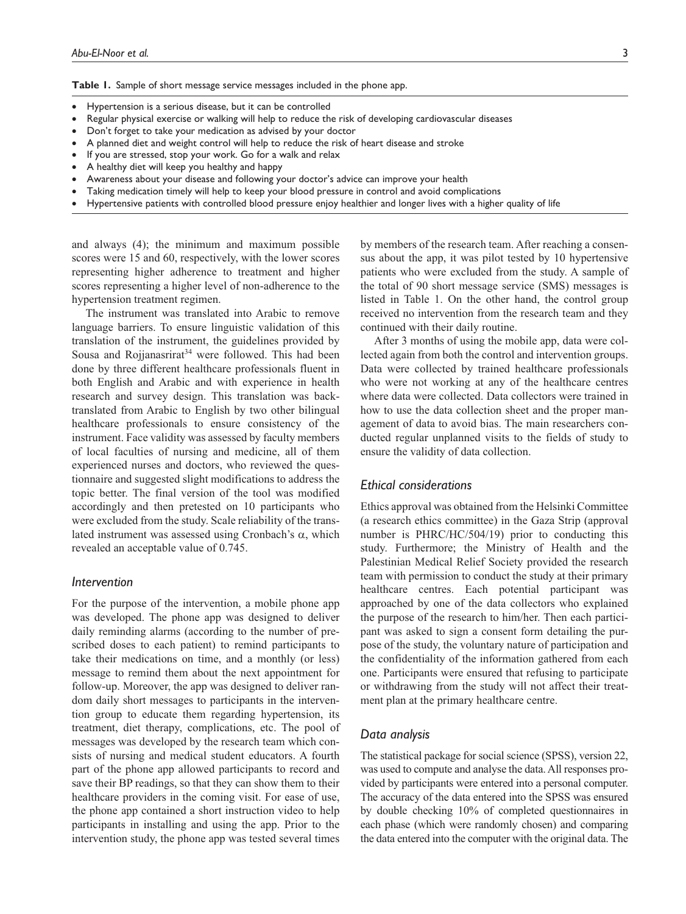**Table 1.** Sample of short message service messages included in the phone app.

- Hypertension is a serious disease, but it can be controlled
- Regular physical exercise or walking will help to reduce the risk of developing cardiovascular diseases
- Don't forget to take your medication as advised by your doctor
- A planned diet and weight control will help to reduce the risk of heart disease and stroke
- If you are stressed, stop your work. Go for a walk and relax
- A healthy diet will keep you healthy and happy
- Awareness about your disease and following your doctor's advice can improve your health
- Taking medication timely will help to keep your blood pressure in control and avoid complications
- Hypertensive patients with controlled blood pressure enjoy healthier and longer lives with a higher quality of life

and always (4); the minimum and maximum possible scores were 15 and 60, respectively, with the lower scores representing higher adherence to treatment and higher scores representing a higher level of non-adherence to the hypertension treatment regimen.

The instrument was translated into Arabic to remove language barriers. To ensure linguistic validation of this translation of the instrument, the guidelines provided by Sousa and Rojjanasrirat[34] were followed. This had been done by three different healthcare professionals fluent in both English and Arabic and with experience in health research and survey design. This translation was back-translated from Arabic to English by two other bilingual healthcare professionals to ensure consistency of the instrument. Face validity was assessed by faculty members of local faculties of nursing and medicine, all of them experienced nurses and doctors, who reviewed the questionnaire and suggested slight modifications to address the topic better. The final version of the tool was modified accordingly and then pretested on 10 participants who were excluded from the study. Scale reliability of the translated instrument was assessed using Cronbach's $\alpha$, which revealed an acceptable value of 0.745.

### *Intervention*

For the purpose of the intervention, a mobile phone app was developed. The phone app was designed to deliver daily reminding alarms (according to the number of prescribed doses to each patient) to remind participants to take their medications on time, and a monthly (or less) message to remind them about the next appointment for follow-up. Moreover, the app was designed to deliver random daily short messages to participants in the intervention group to educate them regarding hypertension, its treatment, diet therapy, complications, etc. The pool of messages was developed by the research team which consists of nursing and medical student educators. A fourth part of the phone app allowed participants to record and save their BP readings, so that they can show them to their healthcare providers in the coming visit. For ease of use, the phone app contained a short instruction video to help participants in installing and using the app. Prior to the intervention study, the phone app was tested several times by members of the research team. After reaching a consensus about the app, it was pilot tested by 10 hypertensive patients who were excluded from the study. A sample of the total of 90 short message service (SMS) messages is listed in Table 1. On the other hand, the control group received no intervention from the research team and they continued with their daily routine.

After 3 months of using the mobile app, data were collected again from both the control and intervention groups. Data were collected by trained healthcare professionals who were not working at any of the healthcare centres where data were collected. Data collectors were trained in how to use the data collection sheet and the proper management of data to avoid bias. The main researchers conducted regular unplanned visits to the fields of study to ensure the validity of data collection.

### *Ethical considerations*

Ethics approval was obtained from the Helsinki Committee (a research ethics committee) in the Gaza Strip (approval number is PHRC/HC/504/19) prior to conducting this study. Furthermore; the Ministry of Health and the Palestinian Medical Relief Society provided the research team with permission to conduct the study at their primary healthcare centres. Each potential participant was approached by one of the data collectors who explained the purpose of the research to him/her. Then each participant was asked to sign a consent form detailing the purpose of the study, the voluntary nature of participation and the confidentiality of the information gathered from each one. Participants were ensured that refusing to participate or withdrawing from the study will not affect their treatment plan at the primary healthcare centre.

### *Data analysis*

The statistical package for social science (SPSS), version 22, was used to compute and analyse the data. All responses provided by participants were entered into a personal computer. The accuracy of the data entered into the SPSS was ensured by double checking 10% of completed questionnaires in each phase (which were randomly chosen) and comparing the data entered into the computer with the original data. The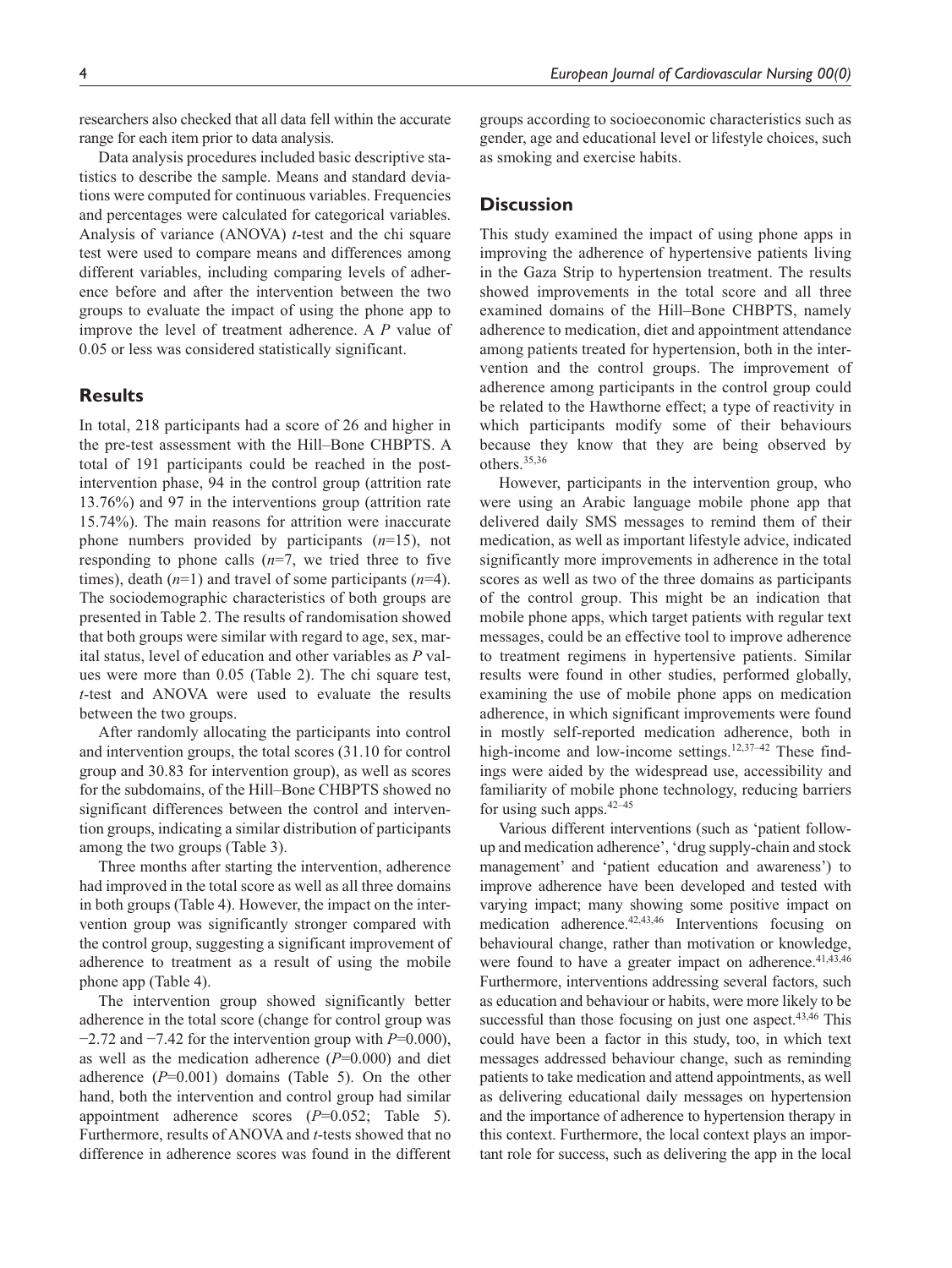researchers also checked that all data fell within the accurate range for each item prior to data analysis.

Data analysis procedures included basic descriptive statistics to describe the sample. Means and standard deviations were computed for continuous variables. Frequencies and percentages were calculated for categorical variables. Analysis of variance (ANOVA) *t*-test and the chi square test were used to compare means and differences among different variables, including comparing levels of adherence before and after the intervention between the two groups to evaluate the impact of using the phone app to improve the level of treatment adherence. A *P* value of 0.05 or less was considered statistically significant.

## Results

In total, 218 participants had a score of 26 and higher in the pre-test assessment with the Hill–Bone CHBPTS. A total of 191 participants could be reached in the post-intervention phase, 94 in the control group (attrition rate 13.76%) and 97 in the interventions group (attrition rate 15.74%). The main reasons for attrition were inaccurate phone numbers provided by participants (*n*=15), not responding to phone calls (*n*=7, we tried three to five times), death (*n*=1) and travel of some participants (*n*=4). The sociodemographic characteristics of both groups are presented in Table 2. The results of randomisation showed that both groups were similar with regard to age, sex, marital status, level of education and other variables as *P* values were more than 0.05 (Table 2). The chi square test, *t*-test and ANOVA were used to evaluate the results between the two groups.

After randomly allocating the participants into control and intervention groups, the total scores (31.10 for control group and 30.83 for intervention group), as well as scores for the subdomains, of the Hill–Bone CHBPTS showed no significant differences between the control and intervention groups, indicating a similar distribution of participants among the two groups (Table 3).

Three months after starting the intervention, adherence had improved in the total score as well as all three domains in both groups (Table 4). However, the impact on the intervention group was significantly stronger compared with the control group, suggesting a significant improvement of adherence to treatment as a result of using the mobile phone app (Table 4).

The intervention group showed significantly better adherence in the total score (change for control group was −2.72 and −7.42 for the intervention group with *P*=0.000), as well as the medication adherence (*P*=0.000) and diet adherence (*P*=0.001) domains (Table 5). On the other hand, both the intervention and control group had similar appointment adherence scores (*P*=0.052; Table 5). Furthermore, results of ANOVA and *t*-tests showed that no difference in adherence scores was found in the different groups according to socioeconomic characteristics such as gender, age and educational level or lifestyle choices, such as smoking and exercise habits.

## Discussion

This study examined the impact of using phone apps in improving the adherence of hypertensive patients living in the Gaza Strip to hypertension treatment. The results showed improvements in the total score and all three examined domains of the Hill–Bone CHBPTS, namely adherence to medication, diet and appointment attendance among patients treated for hypertension, both in the intervention and the control groups. The improvement of adherence among participants in the control group could be related to the Hawthorne effect; a type of reactivity in which participants modify some of their behaviours because they know that they are being observed by others.[35,36]

However, participants in the intervention group, who were using an Arabic language mobile phone app that delivered daily SMS messages to remind them of their medication, as well as important lifestyle advice, indicated significantly more improvements in adherence in the total scores as well as two of the three domains as participants of the control group. This might be an indication that mobile phone apps, which target patients with regular text messages, could be an effective tool to improve adherence to treatment regimens in hypertensive patients. Similar results were found in other studies, performed globally, examining the use of mobile phone apps on medication adherence, in which significant improvements were found in mostly self-reported medication adherence, both in high-income and low-income settings.[12,37–42] These findings were aided by the widespread use, accessibility and familiarity of mobile phone technology, reducing barriers for using such apps.[42–45]

Various different interventions (such as 'patient follow-up and medication adherence', 'drug supply-chain and stock management' and 'patient education and awareness') to improve adherence have been developed and tested with varying impact; many showing some positive impact on medication adherence.[42,43,46] Interventions focusing on behavioural change, rather than motivation or knowledge, were found to have a greater impact on adherence.[41,43,46] Furthermore, interventions addressing several factors, such as education and behaviour or habits, were more likely to be successful than those focusing on just one aspect.[43,46] This could have been a factor in this study, too, in which text messages addressed behaviour change, such as reminding patients to take medication and attend appointments, as well as delivering educational daily messages on hypertension and the importance of adherence to hypertension therapy in this context. Furthermore, the local context plays an important role for success, such as delivering the app in the local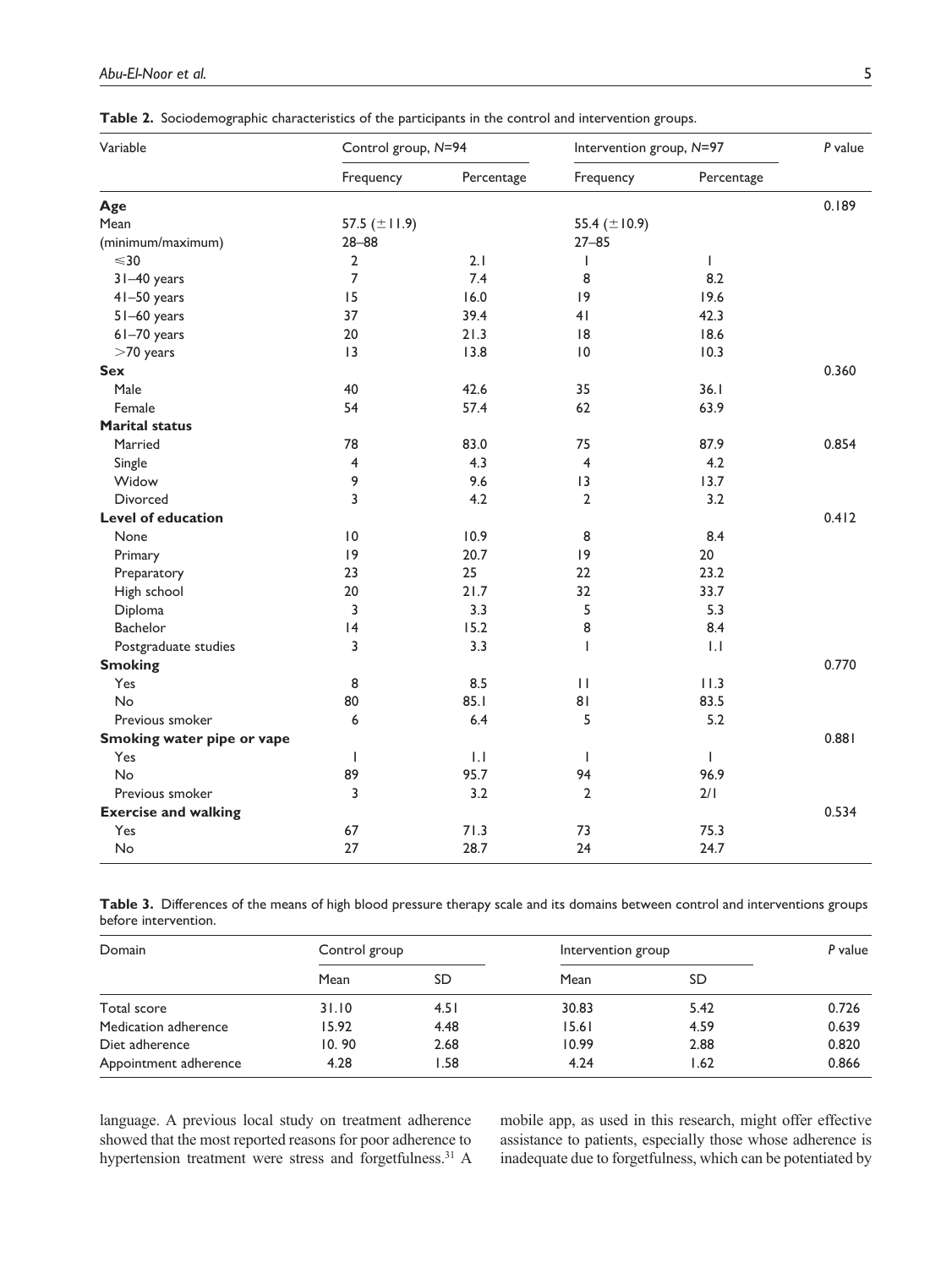**Table 2.** Sociodemographic characteristics of the participants in the control and intervention groups.

| Variable | Control group, N=94 | | Intervention group, N=97 | | P value |
|---|---|---|---|---|---|
| | Frequency | Percentage | Frequency | Percentage | |
| **Age** | | | | | 0.189 |
| Mean | 57.5 (±11.9) | | 55.4 (±10.9) | | |
| (minimum/maximum) | 28–88 | | 27–85 | | |
| ≤30 | 2 | 2.1 | 1 | 1 | |
| 31–40 years | 7 | 7.4 | 8 | 8.2 | |
| 41–50 years | 15 | 16.0 | 19 | 19.6 | |
| 51–60 years | 37 | 39.4 | 41 | 42.3 | |
| 61–70 years | 20 | 21.3 | 18 | 18.6 | |
| >70 years | 13 | 13.8 | 10 | 10.3 | |
| **Sex** | | | | | 0.360 |
| Male | 40 | 42.6 | 35 | 36.1 | |
| Female | 54 | 57.4 | 62 | 63.9 | |
| **Marital status** | | | | | |
| Married | 78 | 83.0 | 75 | 87.9 | 0.854 |
| Single | 4 | 4.3 | 4 | 4.2 | |
| Widow | 9 | 9.6 | 13 | 13.7 | |
| Divorced | 3 | 4.2 | 2 | 3.2 | |
| **Level of education** | | | | | 0.412 |
| None | 10 | 10.9 | 8 | 8.4 | |
| Primary | 19 | 20.7 | 19 | 20 | |
| Preparatory | 23 | 25 | 22 | 23.2 | |
| High school | 20 | 21.7 | 32 | 33.7 | |
| Diploma | 3 | 3.3 | 5 | 5.3 | |
| Bachelor | 14 | 15.2 | 8 | 8.4 | |
| Postgraduate studies | 3 | 3.3 | 1 | 1.1 | |
| **Smoking** | | | | | 0.770 |
| Yes | 8 | 8.5 | 11 | 11.3 | |
| No | 80 | 85.1 | 81 | 83.5 | |
| Previous smoker | 6 | 6.4 | 5 | 5.2 | |
| **Smoking water pipe or vape** | | | | | 0.881 |
| Yes | 1 | 1.1 | 1 | 1 | |
| No | 89 | 95.7 | 94 | 96.9 | |
| Previous smoker | 3 | 3.2 | 2 | 2/1 | |
| **Exercise and walking** | | | | | 0.534 |
| Yes | 67 | 71.3 | 73 | 75.3 | |
| No | 27 | 28.7 | 24 | 24.7 | |

**Table 3.** Differences of the means of high blood pressure therapy scale and its domains between control and interventions groups before intervention.

| Domain | Control group | | Intervention group | | P value |
|---|---|---|---|---|---|
| | Mean | SD | Mean | SD | |
| Total score | 31.10 | 4.51 | 30.83 | 5.42 | 0.726 |
| Medication adherence | 15.92 | 4.48 | 15.61 | 4.59 | 0.639 |
| Diet adherence | 10. 90 | 2.68 | 10.99 | 2.88 | 0.820 |
| Appointment adherence | 4.28 | 1.58 | 4.24 | 1.62 | 0.866 |

language. A previous local study on treatment adherence showed that the most reported reasons for poor adherence to hypertension treatment were stress and forgetfulness.[31] A mobile app, as used in this research, might offer effective assistance to patients, especially those whose adherence is inadequate due to forgetfulness, which can be potentiated by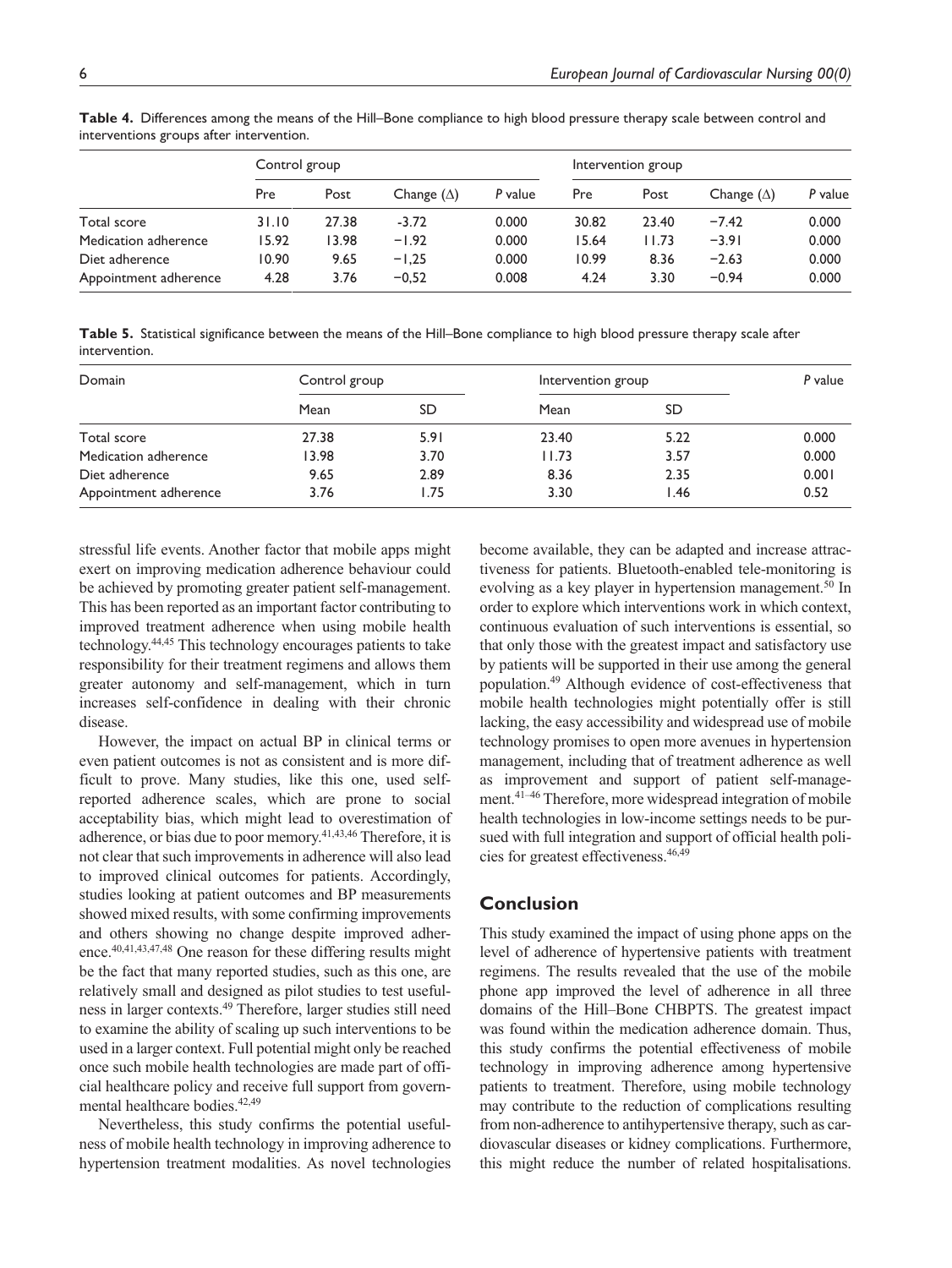**Table 4.** Differences among the means of the Hill–Bone compliance to high blood pressure therapy scale between control and interventions groups after intervention.

| | Control group | | | | Intervention group | | | |
|---|---|---|---|---|---|---|---|---|
| | Pre | Post | Change (Δ) | *P* value | Pre | Post | Change (Δ) | *P* value |
| Total score | 31.10 | 27.38 | -3.72 | 0.000 | 30.82 | 23.40 | −7.42 | 0.000 |
| Medication adherence | 15.92 | 13.98 | −1.92 | 0.000 | 15.64 | 11.73 | −3.91 | 0.000 |
| Diet adherence | 10.90 | 9.65 | −1,25 | 0.000 | 10.99 | 8.36 | −2.63 | 0.000 |
| Appointment adherence | 4.28 | 3.76 | −0,52 | 0.008 | 4.24 | 3.30 | −0.94 | 0.000 |

**Table 5.** Statistical significance between the means of the Hill–Bone compliance to high blood pressure therapy scale after intervention.

| Domain | Control group | | Intervention group | | *P* value |
|---|---|---|---|---|---|
| | Mean | SD | Mean | SD | |
| Total score | 27.38 | 5.91 | 23.40 | 5.22 | 0.000 |
| Medication adherence | 13.98 | 3.70 | 11.73 | 3.57 | 0.000 |
| Diet adherence | 9.65 | 2.89 | 8.36 | 2.35 | 0.001 |
| Appointment adherence | 3.76 | 1.75 | 3.30 | 1.46 | 0.52 |

stressful life events. Another factor that mobile apps might exert on improving medication adherence behaviour could be achieved by promoting greater patient self-management. This has been reported as an important factor contributing to improved treatment adherence when using mobile health technology.[44,45] This technology encourages patients to take responsibility for their treatment regimens and allows them greater autonomy and self-management, which in turn increases self-confidence in dealing with their chronic disease.

However, the impact on actual BP in clinical terms or even patient outcomes is not as consistent and is more difficult to prove. Many studies, like this one, used self-reported adherence scales, which are prone to social acceptability bias, which might lead to overestimation of adherence, or bias due to poor memory.[41,43,46] Therefore, it is not clear that such improvements in adherence will also lead to improved clinical outcomes for patients. Accordingly, studies looking at patient outcomes and BP measurements showed mixed results, with some confirming improvements and others showing no change despite improved adherence.[40,41,43,47,48] One reason for these differing results might be the fact that many reported studies, such as this one, are relatively small and designed as pilot studies to test usefulness in larger contexts.[49] Therefore, larger studies still need to examine the ability of scaling up such interventions to be used in a larger context. Full potential might only be reached once such mobile health technologies are made part of official healthcare policy and receive full support from governmental healthcare bodies.[42,49]

Nevertheless, this study confirms the potential usefulness of mobile health technology in improving adherence to hypertension treatment modalities. As novel technologies become available, they can be adapted and increase attractiveness for patients. Bluetooth-enabled tele-monitoring is evolving as a key player in hypertension management.[50] In order to explore which interventions work in which context, continuous evaluation of such interventions is essential, so that only those with the greatest impact and satisfactory use by patients will be supported in their use among the general population.[49] Although evidence of cost-effectiveness that mobile health technologies might potentially offer is still lacking, the easy accessibility and widespread use of mobile technology promises to open more avenues in hypertension management, including that of treatment adherence as well as improvement and support of patient self-management.[41–46] Therefore, more widespread integration of mobile health technologies in low-income settings needs to be pursued with full integration and support of official health policies for greatest effectiveness.[46,49]

## Conclusion

This study examined the impact of using phone apps on the level of adherence of hypertensive patients with treatment regimens. The results revealed that the use of the mobile phone app improved the level of adherence in all three domains of the Hill–Bone CHBPTS. The greatest impact was found within the medication adherence domain. Thus, this study confirms the potential effectiveness of mobile technology in improving adherence among hypertensive patients to treatment. Therefore, using mobile technology may contribute to the reduction of complications resulting from non-adherence to antihypertensive therapy, such as cardiovascular diseases or kidney complications. Furthermore, this might reduce the number of related hospitalisations.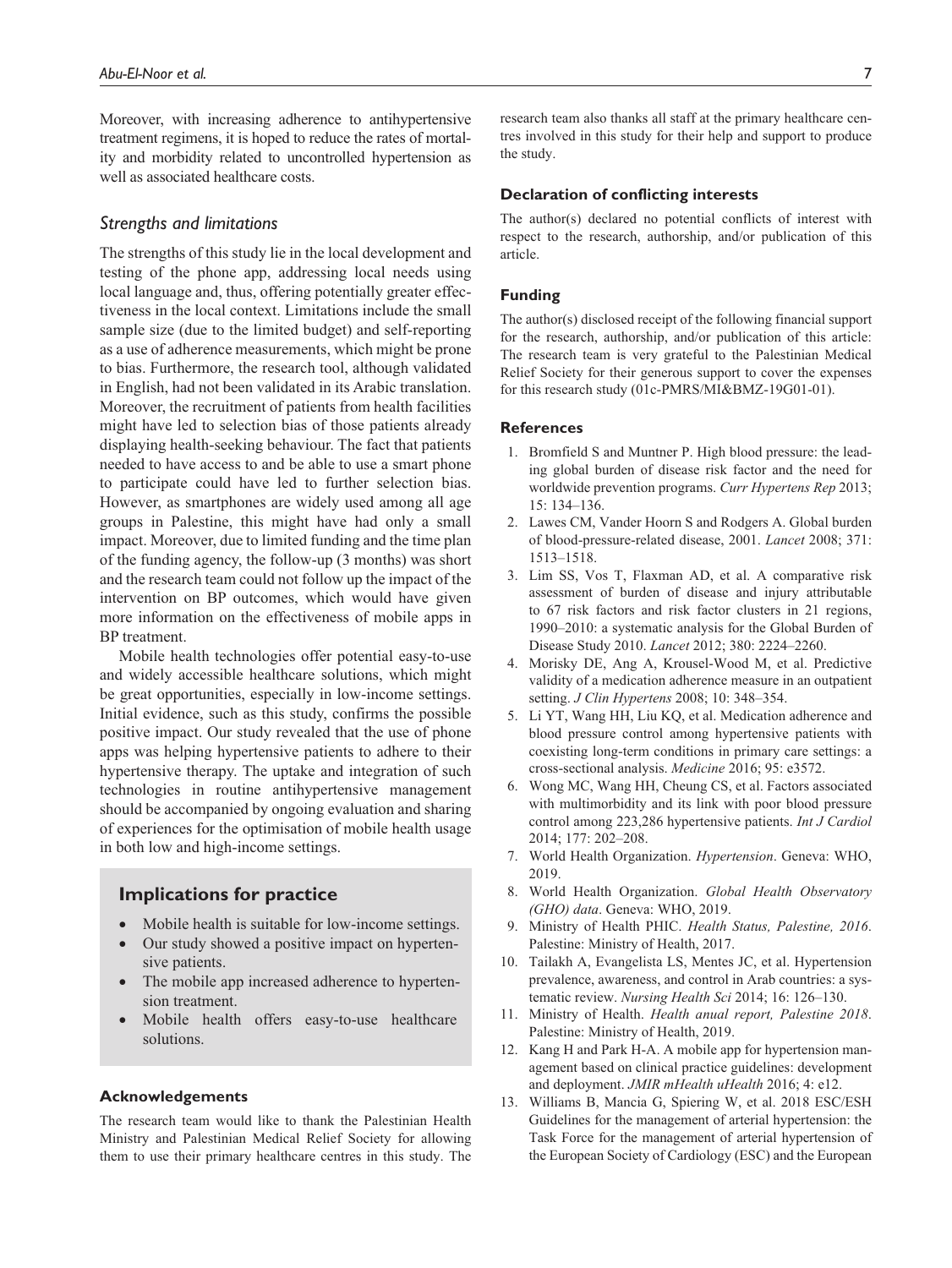Moreover, with increasing adherence to antihypertensive treatment regimens, it is hoped to reduce the rates of mortality and morbidity related to uncontrolled hypertension as well as associated healthcare costs.

### *Strengths and limitations*

The strengths of this study lie in the local development and testing of the phone app, addressing local needs using local language and, thus, offering potentially greater effectiveness in the local context. Limitations include the small sample size (due to the limited budget) and self-reporting as a use of adherence measurements, which might be prone to bias. Furthermore, the research tool, although validated in English, had not been validated in its Arabic translation. Moreover, the recruitment of patients from health facilities might have led to selection bias of those patients already displaying health-seeking behaviour. The fact that patients needed to have access to and be able to use a smart phone to participate could have led to further selection bias. However, as smartphones are widely used among all age groups in Palestine, this might have had only a small impact. Moreover, due to limited funding and the time plan of the funding agency, the follow-up (3 months) was short and the research team could not follow up the impact of the intervention on BP outcomes, which would have given more information on the effectiveness of mobile apps in BP treatment.

Mobile health technologies offer potential easy-to-use and widely accessible healthcare solutions, which might be great opportunities, especially in low-income settings. Initial evidence, such as this study, confirms the possible positive impact. Our study revealed that the use of phone apps was helping hypertensive patients to adhere to their hypertensive therapy. The uptake and integration of such technologies in routine antihypertensive management should be accompanied by ongoing evaluation and sharing of experiences for the optimisation of mobile health usage in both low and high-income settings.

## Implications for practice

- Mobile health is suitable for low-income settings.
- Our study showed a positive impact on hypertensive patients.
- The mobile app increased adherence to hypertension treatment.
- Mobile health offers easy-to-use healthcare solutions.

#### Acknowledgements

The research team would like to thank the Palestinian Health Ministry and Palestinian Medical Relief Society for allowing them to use their primary healthcare centres in this study. The research team also thanks all staff at the primary healthcare centres involved in this study for their help and support to produce the study.

#### Declaration of conflicting interests

The author(s) declared no potential conflicts of interest with respect to the research, authorship, and/or publication of this article.

#### Funding

The author(s) disclosed receipt of the following financial support for the research, authorship, and/or publication of this article: The research team is very grateful to the Palestinian Medical Relief Society for their generous support to cover the expenses for this research study (01c-PMRS/MI&BMZ-19G01-01).

#### References

1. Bromfield S and Muntner P. High blood pressure: the leading global burden of disease risk factor and the need for worldwide prevention programs. *Curr Hypertens Rep* 2013; 15: 134–136.
2. Lawes CM, Vander Hoorn S and Rodgers A. Global burden of blood-pressure-related disease, 2001. *Lancet* 2008; 371: 1513–1518.
3. Lim SS, Vos T, Flaxman AD, et al. A comparative risk assessment of burden of disease and injury attributable to 67 risk factors and risk factor clusters in 21 regions, 1990–2010: a systematic analysis for the Global Burden of Disease Study 2010. *Lancet* 2012; 380: 2224–2260.
4. Morisky DE, Ang A, Krousel-Wood M, et al. Predictive validity of a medication adherence measure in an outpatient setting. *J Clin Hypertens* 2008; 10: 348–354.
5. Li YT, Wang HH, Liu KQ, et al. Medication adherence and blood pressure control among hypertensive patients with coexisting long-term conditions in primary care settings: a cross-sectional analysis. *Medicine* 2016; 95: e3572.
6. Wong MC, Wang HH, Cheung CS, et al. Factors associated with multimorbidity and its link with poor blood pressure control among 223,286 hypertensive patients. *Int J Cardiol* 2014; 177: 202–208.
7. World Health Organization. *Hypertension*. Geneva: WHO, 2019.
8. World Health Organization. *Global Health Observatory (GHO) data*. Geneva: WHO, 2019.
9. Ministry of Health PHIC. *Health Status, Palestine, 2016*. Palestine: Ministry of Health, 2017.
10. Tailakh A, Evangelista LS, Mentes JC, et al. Hypertension prevalence, awareness, and control in Arab countries: a systematic review. *Nursing Health Sci* 2014; 16: 126–130.
11. Ministry of Health. *Health anual report, Palestine 2018*. Palestine: Ministry of Health, 2019.
12. Kang H and Park H-A. A mobile app for hypertension management based on clinical practice guidelines: development and deployment. *JMIR mHealth uHealth* 2016; 4: e12.
13. Williams B, Mancia G, Spiering W, et al. 2018 ESC/ESH Guidelines for the management of arterial hypertension: the Task Force for the management of arterial hypertension of the European Society of Cardiology (ESC) and the European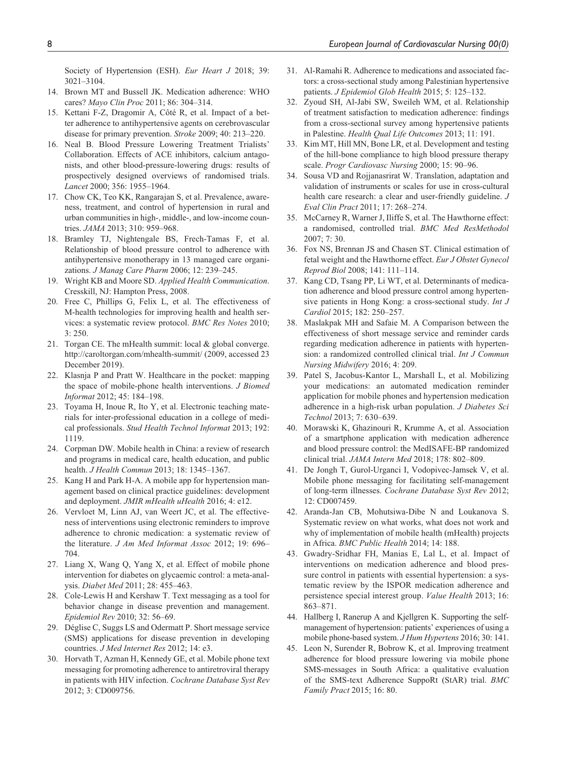Society of Hypertension (ESH). *Eur Heart J* 2018; 39: 3021–3104.

14. Brown MT and Bussell JK. Medication adherence: WHO cares? *Mayo Clin Proc* 2011; 86: 304–314.
15. Kettani F-Z, Dragomir A, Côté R, et al. Impact of a better adherence to antihypertensive agents on cerebrovascular disease for primary prevention. *Stroke* 2009; 40: 213–220.
16. Neal B. Blood Pressure Lowering Treatment Trialists' Collaboration. Effects of ACE inhibitors, calcium antagonists, and other blood-pressure-lowering drugs: results of prospectively designed overviews of randomised trials. *Lancet* 2000; 356: 1955–1964.
17. Chow CK, Teo KK, Rangarajan S, et al. Prevalence, awareness, treatment, and control of hypertension in rural and urban communities in high-, middle-, and low-income countries. *JAMA* 2013; 310: 959–968.
18. Bramley TJ, Nightengale BS, Frech-Tamas F, et al. Relationship of blood pressure control to adherence with antihypertensive monotherapy in 13 managed care organizations. *J Manag Care Pharm* 2006; 12: 239–245.
19. Wright KB and Moore SD. *Applied Health Communication*. Cresskill, NJ: Hampton Press, 2008.
20. Free C, Phillips G, Felix L, et al. The effectiveness of M-health technologies for improving health and health services: a systematic review protocol. *BMC Res Notes* 2010; 3: 250.
21. Torgan CE. The mHealth summit: local & global converge. http://caroltorgan.com/mhealth-summit/ (2009, accessed 23 December 2019).
22. Klasnja P and Pratt W. Healthcare in the pocket: mapping the space of mobile-phone health interventions. *J Biomed Informat* 2012; 45: 184–198.
23. Toyama H, Inoue R, Ito Y, et al. Electronic teaching materials for inter-professional education in a college of medical professionals. *Stud Health Technol Informat* 2013; 192: 1119.
24. Corpman DW. Mobile health in China: a review of research and programs in medical care, health education, and public health. *J Health Commun* 2013; 18: 1345–1367.
25. Kang H and Park H-A. A mobile app for hypertension management based on clinical practice guidelines: development and deployment. *JMIR mHealth uHealth* 2016; 4: e12.
26. Vervloet M, Linn AJ, van Weert JC, et al. The effectiveness of interventions using electronic reminders to improve adherence to chronic medication: a systematic review of the literature. *J Am Med Informat Assoc* 2012; 19: 696–704.
27. Liang X, Wang Q, Yang X, et al. Effect of mobile phone intervention for diabetes on glycaemic control: a meta-analysis. *Diabet Med* 2011; 28: 455–463.
28. Cole-Lewis H and Kershaw T. Text messaging as a tool for behavior change in disease prevention and management. *Epidemiol Rev* 2010; 32: 56–69.
29. Déglise C, Suggs LS and Odermatt P. Short message service (SMS) applications for disease prevention in developing countries. *J Med Internet Res* 2012; 14: e3.
30. Horvath T, Azman H, Kennedy GE, et al. Mobile phone text messaging for promoting adherence to antiretroviral therapy in patients with HIV infection. *Cochrane Database Syst Rev* 2012; 3: CD009756.
31. Al-Ramahi R. Adherence to medications and associated factors: a cross-sectional study among Palestinian hypertensive patients. *J Epidemiol Glob Health* 2015; 5: 125–132.
32. Zyoud SH, Al-Jabi SW, Sweileh WM, et al. Relationship of treatment satisfaction to medication adherence: findings from a cross-sectional survey among hypertensive patients in Palestine. *Health Qual Life Outcomes* 2013; 11: 191.
33. Kim MT, Hill MN, Bone LR, et al. Development and testing of the hill-bone compliance to high blood pressure therapy scale. *Progr Cardiovasc Nursing* 2000; 15: 90–96.
34. Sousa VD and Rojjanasrirat W. Translation, adaptation and validation of instruments or scales for use in cross-cultural health care research: a clear and user-friendly guideline. *J Eval Clin Pract* 2011; 17: 268–274.
35. McCarney R, Warner J, Iliffe S, et al. The Hawthorne effect: a randomised, controlled trial. *BMC Med ResMethodol* 2007; 7: 30.
36. Fox NS, Brennan JS and Chasen ST. Clinical estimation of fetal weight and the Hawthorne effect. *Eur J Obstet Gynecol Reprod Biol* 2008; 141: 111–114.
37. Kang CD, Tsang PP, Li WT, et al. Determinants of medication adherence and blood pressure control among hypertensive patients in Hong Kong: a cross-sectional study. *Int J Cardiol* 2015; 182: 250–257.
38. Maslakpak MH and Safaie M. A Comparison between the effectiveness of short message service and reminder cards regarding medication adherence in patients with hypertension: a randomized controlled clinical trial. *Int J Commun Nursing Midwifery* 2016; 4: 209.
39. Patel S, Jacobus-Kantor L, Marshall L, et al. Mobilizing your medications: an automated medication reminder application for mobile phones and hypertension medication adherence in a high-risk urban population. *J Diabetes Sci Technol* 2013; 7: 630–639.
40. Morawski K, Ghazinouri R, Krumme A, et al. Association of a smartphone application with medication adherence and blood pressure control: the MedISAFE-BP randomized clinical trial. *JAMA Intern Med* 2018; 178: 802–809.
41. De Jongh T, Gurol-Urganci I, Vodopivec-Jamsek V, et al. Mobile phone messaging for facilitating self-management of long-term illnesses. *Cochrane Database Syst Rev* 2012; 12: CD007459.
42. Aranda-Jan CB, Mohutsiwa-Dibe N and Loukanova S. Systematic review on what works, what does not work and why of implementation of mobile health (mHealth) projects in Africa. *BMC Public Health* 2014; 14: 188.
43. Gwadry-Sridhar FH, Manias E, Lal L, et al. Impact of interventions on medication adherence and blood pressure control in patients with essential hypertension: a systematic review by the ISPOR medication adherence and persistence special interest group. *Value Health* 2013; 16: 863–871.
44. Hallberg I, Ranerup A and Kjellgren K. Supporting the self-management of hypertension: patients' experiences of using a mobile phone-based system. *J Hum Hypertens* 2016; 30: 141.
45. Leon N, Surender R, Bobrow K, et al. Improving treatment adherence for blood pressure lowering via mobile phone SMS-messages in South Africa: a qualitative evaluation of the SMS-text Adherence SuppoRt (StAR) trial. *BMC Family Pract* 2015; 16: 80.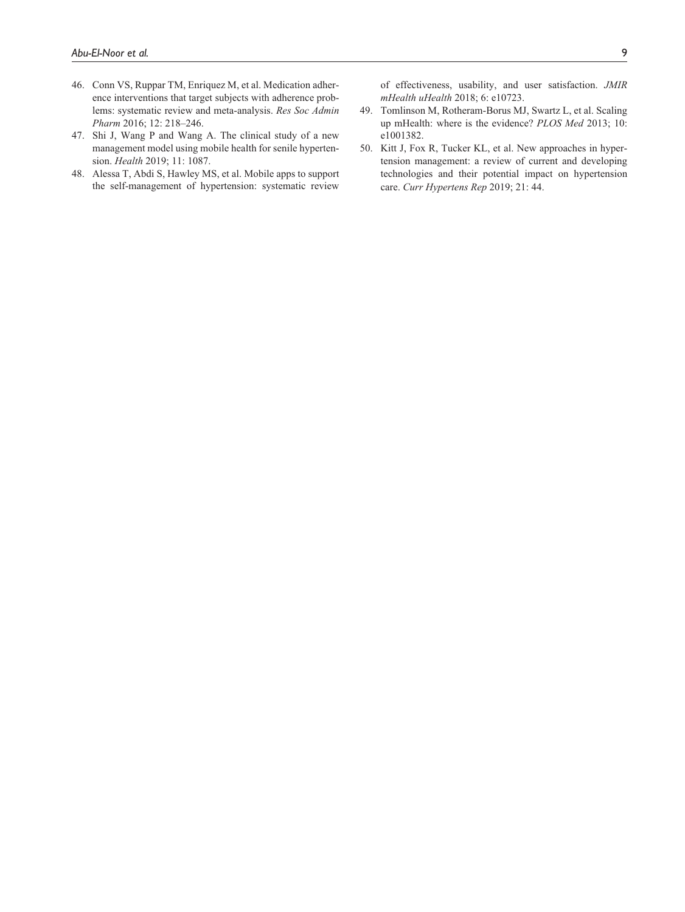46. Conn VS, Ruppar TM, Enriquez M, et al. Medication adherence interventions that target subjects with adherence problems: systematic review and meta-analysis. *Res Soc Admin Pharm* 2016; 12: 218–246.
47. Shi J, Wang P and Wang A. The clinical study of a new management model using mobile health for senile hypertension. *Health* 2019; 11: 1087.
48. Alessa T, Abdi S, Hawley MS, et al. Mobile apps to support the self-management of hypertension: systematic review of effectiveness, usability, and user satisfaction. *JMIR mHealth uHealth* 2018; 6: e10723.
49. Tomlinson M, Rotheram-Borus MJ, Swartz L, et al. Scaling up mHealth: where is the evidence? *PLOS Med* 2013; 10: e1001382.
50. Kitt J, Fox R, Tucker KL, et al. New approaches in hypertension management: a review of current and developing technologies and their potential impact on hypertension care. *Curr Hypertens Rep* 2019; 21: 44.